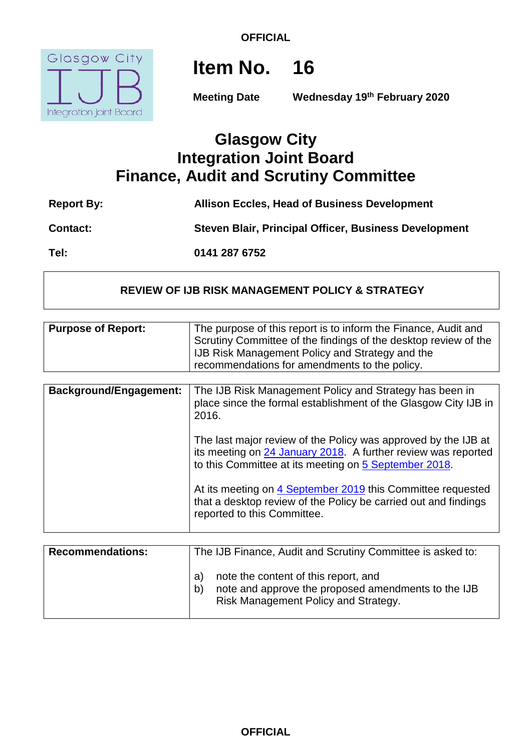**OFFICIAL**

# Item No. 16

**Meeting Date** **Wednesday 19th February 2020**

## Glasgow City Integration Joint Board Finance, Audit and Scrutiny Committee

| | |
|---|---|
| **Report By:** | **Allison Eccles, Head of Business Development** |
| **Contact:** | **Steven Blair, Principal Officer, Business Development** |
| **Tel:** | **0141 287 6752** |

**REVIEW OF IJB RISK MANAGEMENT POLICY & STRATEGY**

| | |
|---|---|
| **Purpose of Report:** | The purpose of this report is to inform the Finance, Audit and Scrutiny Committee of the findings of the desktop review of the IJB Risk Management Policy and Strategy and the recommendations for amendments to the policy. |

| | |
|---|---|
| **Background/Engagement:** | The IJB Risk Management Policy and Strategy has been in place since the formal establishment of the Glasgow City IJB in 2016.<br><br>The last major review of the Policy was approved by the IJB at its meeting on 24 January 2018. A further review was reported to this Committee at its meeting on 5 September 2018.<br><br>At its meeting on 4 September 2019 this Committee requested that a desktop review of the Policy be carried out and findings reported to this Committee. |

| | |
|---|---|
| **Recommendations:** | The IJB Finance, Audit and Scrutiny Committee is asked to:<br><br>a) note the content of this report, and<br>b) note and approve the proposed amendments to the IJB Risk Management Policy and Strategy. |

**OFFICIAL**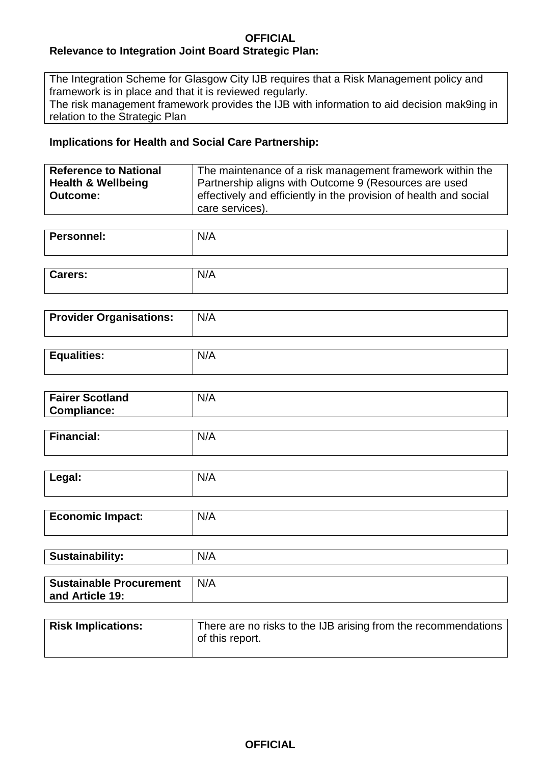**Relevance to Integration Joint Board Strategic Plan:**

| The Integration Scheme for Glasgow City IJB requires that a Risk Management policy and framework is in place and that it is reviewed regularly.<br>The risk management framework provides the IJB with information to aid decision mak9ing in relation to the Strategic Plan |
|---|

**Implications for Health and Social Care Partnership:**

| | |
|---|---|
| **Reference to National Health & Wellbeing Outcome:** | The maintenance of a risk management framework within the Partnership aligns with Outcome 9 (Resources are used effectively and efficiently in the provision of health and social care services). |
| **Personnel:** | N/A |
| **Carers:** | N/A |
| **Provider Organisations:** | N/A |
| **Equalities:** | N/A |
| **Fairer Scotland Compliance:** | N/A |
| **Financial:** | N/A |
| **Legal:** | N/A |
| **Economic Impact:** | N/A |
| **Sustainability:** | N/A |
| **Sustainable Procurement and Article 19:** | N/A |
| **Risk Implications:** | There are no risks to the IJB arising from the recommendations of this report. |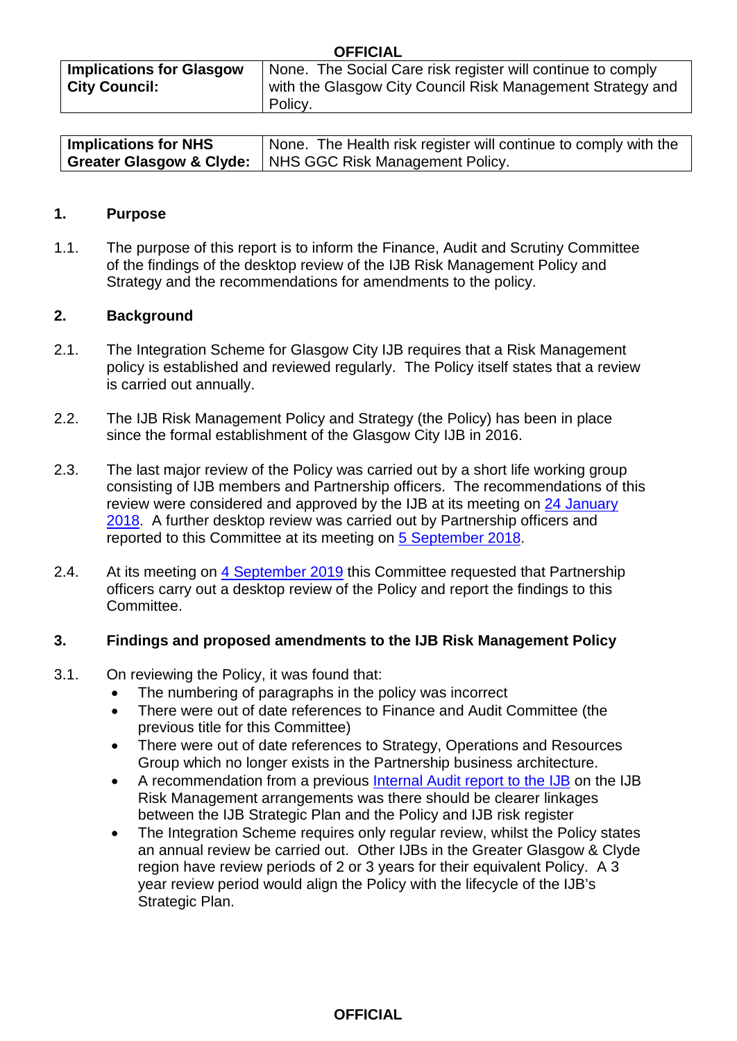| Implications for Glasgow City Council: | None. The Social Care risk register will continue to comply with the Glasgow City Council Risk Management Strategy and Policy. |
|---|---|

| Implications for NHS Greater Glasgow & Clyde: | None. The Health risk register will continue to comply with the NHS GGC Risk Management Policy. |
|---|---|

## 1. Purpose

1.1. The purpose of this report is to inform the Finance, Audit and Scrutiny Committee of the findings of the desktop review of the IJB Risk Management Policy and Strategy and the recommendations for amendments to the policy.

## 2. Background

2.1. The Integration Scheme for Glasgow City IJB requires that a Risk Management policy is established and reviewed regularly. The Policy itself states that a review is carried out annually.

2.2. The IJB Risk Management Policy and Strategy (the Policy) has been in place since the formal establishment of the Glasgow City IJB in 2016.

2.3. The last major review of the Policy was carried out by a short life working group consisting of IJB members and Partnership officers. The recommendations of this review were considered and approved by the IJB at its meeting on 24 January 2018. A further desktop review was carried out by Partnership officers and reported to this Committee at its meeting on 5 September 2018.

2.4. At its meeting on 4 September 2019 this Committee requested that Partnership officers carry out a desktop review of the Policy and report the findings to this Committee.

## 3. Findings and proposed amendments to the IJB Risk Management Policy

3.1. On reviewing the Policy, it was found that:

- The numbering of paragraphs in the policy was incorrect
- There were out of date references to Finance and Audit Committee (the previous title for this Committee)
- There were out of date references to Strategy, Operations and Resources Group which no longer exists in the Partnership business architecture.
- A recommendation from a previous Internal Audit report to the IJB on the IJB Risk Management arrangements was there should be clearer linkages between the IJB Strategic Plan and the Policy and IJB risk register
- The Integration Scheme requires only regular review, whilst the Policy states an annual review be carried out. Other IJBs in the Greater Glasgow & Clyde region have review periods of 2 or 3 years for their equivalent Policy. A 3 year review period would align the Policy with the lifecycle of the IJB's Strategic Plan.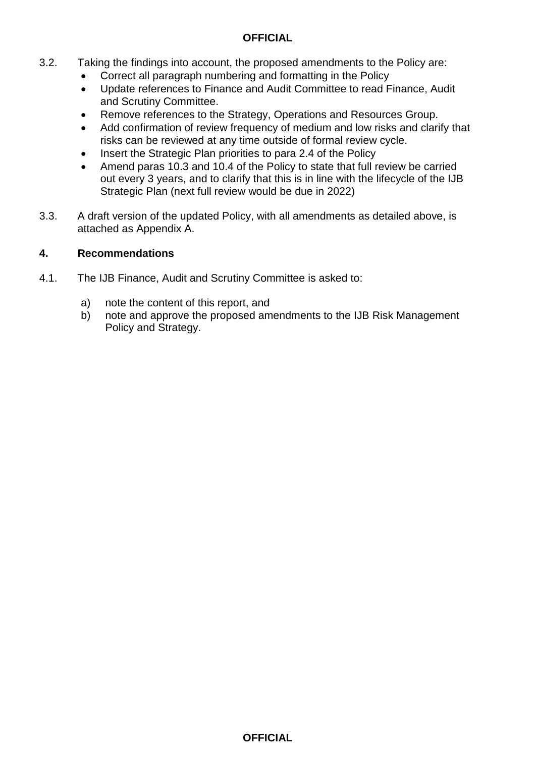3.2. Taking the findings into account, the proposed amendments to the Policy are:

- Correct all paragraph numbering and formatting in the Policy
- Update references to Finance and Audit Committee to read Finance, Audit and Scrutiny Committee.
- Remove references to the Strategy, Operations and Resources Group.
- Add confirmation of review frequency of medium and low risks and clarify that risks can be reviewed at any time outside of formal review cycle.
- Insert the Strategic Plan priorities to para 2.4 of the Policy
- Amend paras 10.3 and 10.4 of the Policy to state that full review be carried out every 3 years, and to clarify that this is in line with the lifecycle of the IJB Strategic Plan (next full review would be due in 2022)

3.3. A draft version of the updated Policy, with all amendments as detailed above, is attached as Appendix A.

## 4. Recommendations

4.1. The IJB Finance, Audit and Scrutiny Committee is asked to:

a) note the content of this report, and
b) note and approve the proposed amendments to the IJB Risk Management Policy and Strategy.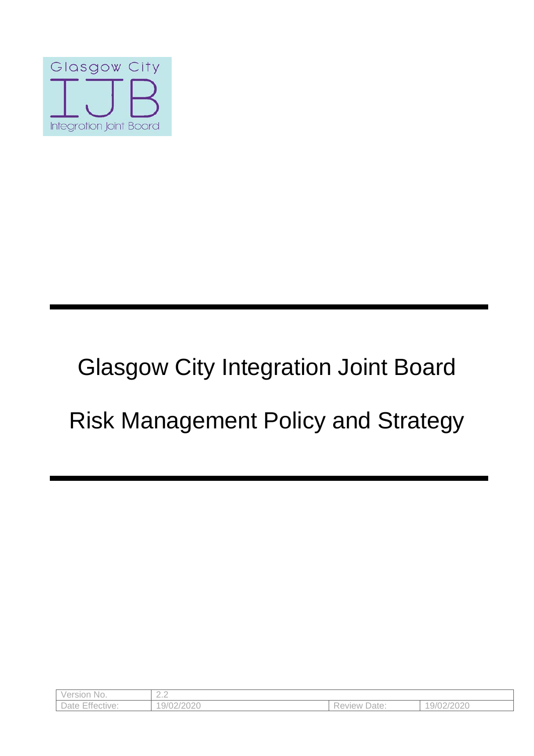Glasgow City
IJB
Integration Joint Board

# Glasgow City Integration Joint Board

# Risk Management Policy and Strategy

| Version No. | 2.2 | | |
| --- | --- | --- | --- |
| Date Effective: | 19/02/2020 | Review Date: | 19/02/2020 |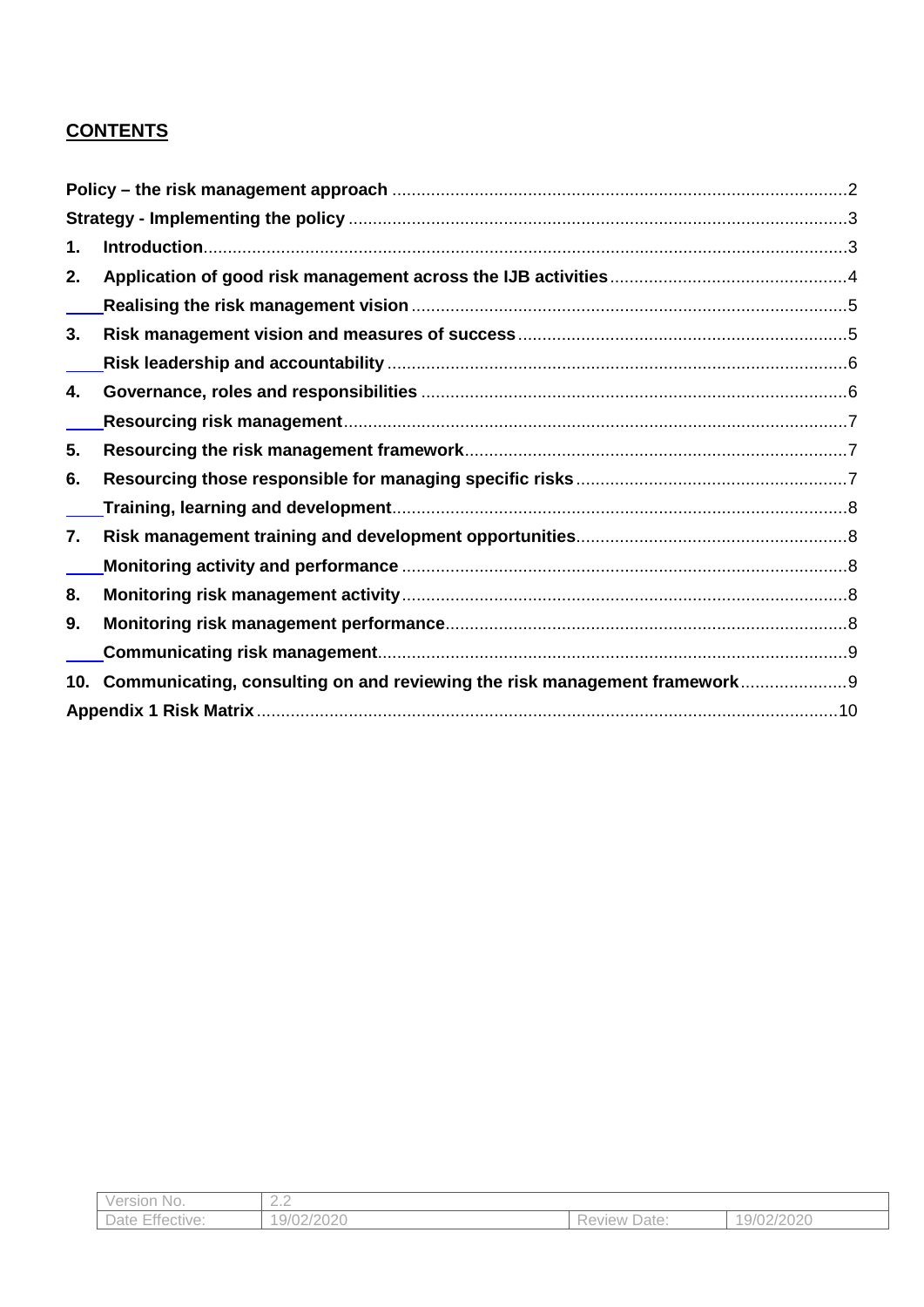## CONTENTS

| | | |
|---|---|---|
| **Policy – the risk management approach** | | 2 |
| **Strategy - Implementing the policy** | | 3 |
| **1.** | **Introduction** | 3 |
| **2.** | **Application of good risk management across the IJB activities** | 4 |
| | **Realising the risk management vision** | 5 |
| **3.** | **Risk management vision and measures of success** | 5 |
| | **Risk leadership and accountability** | 6 |
| **4.** | **Governance, roles and responsibilities** | 6 |
| | **Resourcing risk management** | 7 |
| **5.** | **Resourcing the risk management framework** | 7 |
| **6.** | **Resourcing those responsible for managing specific risks** | 7 |
| | **Training, learning and development** | 8 |
| **7.** | **Risk management training and development opportunities** | 8 |
| | **Monitoring activity and performance** | 8 |
| **8.** | **Monitoring risk management activity** | 8 |
| **9.** | **Monitoring risk management performance** | 8 |
| | **Communicating risk management** | 9 |
| **10.** | **Communicating, consulting on and reviewing the risk management framework** | 9 |
| **Appendix 1 Risk Matrix** | | 10 |

| Version No. | 2.2 | | |
|---|---|---|---|
| Date Effective: | 19/02/2020 | Review Date: | 19/02/2020 |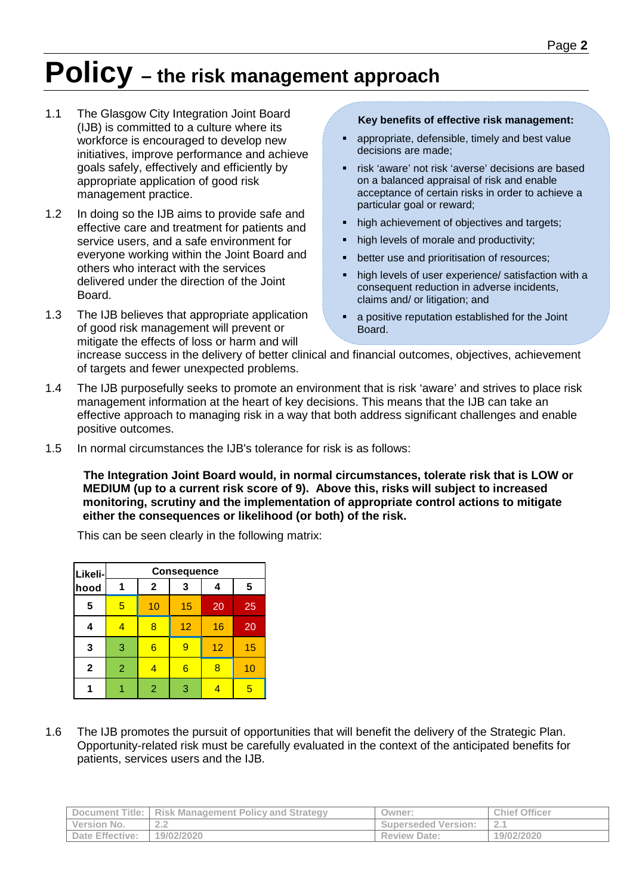# Policy – the risk management approach

1.1 The Glasgow City Integration Joint Board (IJB) is committed to a culture where its workforce is encouraged to develop new initiatives, improve performance and achieve goals safely, effectively and efficiently by appropriate application of good risk management practice.

1.2 In doing so the IJB aims to provide safe and effective care and treatment for patients and service users, and a safe environment for everyone working within the Joint Board and others who interact with the services delivered under the direction of the Joint Board.

1.3 The IJB believes that appropriate application of good risk management will prevent or mitigate the effects of loss or harm and will increase success in the delivery of better clinical and financial outcomes, objectives, achievement of targets and fewer unexpected problems.

**Key benefits of effective risk management:**

- appropriate, defensible, timely and best value decisions are made;
- risk 'aware' not risk 'averse' decisions are based on a balanced appraisal of risk and enable acceptance of certain risks in order to achieve a particular goal or reward;
- high achievement of objectives and targets;
- high levels of morale and productivity;
- better use and prioritisation of resources;
- high levels of user experience/ satisfaction with a consequent reduction in adverse incidents, claims and/ or litigation; and
- a positive reputation established for the Joint Board.

1.4 The IJB purposefully seeks to promote an environment that is risk 'aware' and strives to place risk management information at the heart of key decisions. This means that the IJB can take an effective approach to managing risk in a way that both address significant challenges and enable positive outcomes.

1.5 In normal circumstances the IJB's tolerance for risk is as follows:

**The Integration Joint Board would, in normal circumstances, tolerate risk that is LOW or MEDIUM (up to a current risk score of 9). Above this, risks will subject to increased monitoring, scrutiny and the implementation of appropriate control actions to mitigate either the consequences or likelihood (or both) of the risk.**

This can be seen clearly in the following matrix:

| Likeli-hood | Consequence | | | | |
|---|---|---|---|---|---|
| | **1** | **2** | **3** | **4** | **5** |
| **5** | 5 | 10 | 15 | 20 | 25 |
| **4** | 4 | 8 | 12 | 16 | 20 |
| **3** | 3 | 6 | 9 | 12 | 15 |
| **2** | 2 | 4 | 6 | 8 | 10 |
| **1** | 1 | 2 | 3 | 4 | 5 |

1.6 The IJB promotes the pursuit of opportunities that will benefit the delivery of the Strategic Plan. Opportunity-related risk must be carefully evaluated in the context of the anticipated benefits for patients, services users and the IJB.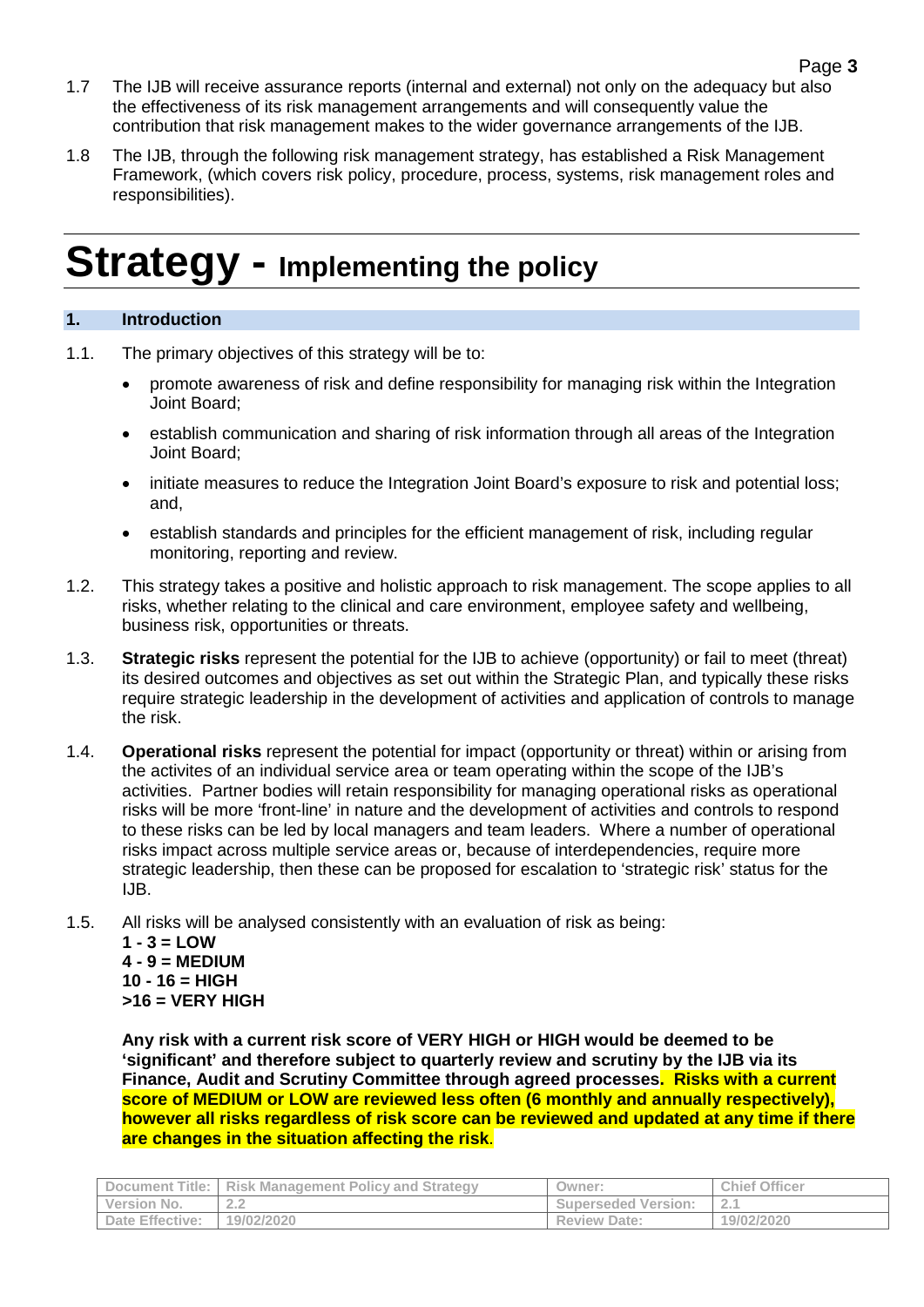1.7 The IJB will receive assurance reports (internal and external) not only on the adequacy but also the effectiveness of its risk management arrangements and will consequently value the contribution that risk management makes to the wider governance arrangements of the IJB.

1.8 The IJB, through the following risk management strategy, has established a Risk Management Framework, (which covers risk policy, procedure, process, systems, risk management roles and responsibilities).

# Strategy - Implementing the policy

## 1. Introduction

1.1. The primary objectives of this strategy will be to:

- promote awareness of risk and define responsibility for managing risk within the Integration Joint Board;
- establish communication and sharing of risk information through all areas of the Integration Joint Board;
- initiate measures to reduce the Integration Joint Board's exposure to risk and potential loss; and,
- establish standards and principles for the efficient management of risk, including regular monitoring, reporting and review.

1.2. This strategy takes a positive and holistic approach to risk management. The scope applies to all risks, whether relating to the clinical and care environment, employee safety and wellbeing, business risk, opportunities or threats.

1.3. **Strategic risks** represent the potential for the IJB to achieve (opportunity) or fail to meet (threat) its desired outcomes and objectives as set out within the Strategic Plan, and typically these risks require strategic leadership in the development of activities and application of controls to manage the risk.

1.4. **Operational risks** represent the potential for impact (opportunity or threat) within or arising from the activites of an individual service area or team operating within the scope of the IJB's activities. Partner bodies will retain responsibility for managing operational risks as operational risks will be more 'front-line' in nature and the development of activities and controls to respond to these risks can be led by local managers and team leaders. Where a number of operational risks impact across multiple service areas or, because of interdependencies, require more strategic leadership, then these can be proposed for escalation to 'strategic risk' status for the IJB.

1.5. All risks will be analysed consistently with an evaluation of risk as being:

**1 - 3 = LOW**
**4 - 9 = MEDIUM**
**10 - 16 = HIGH**
**>16 = VERY HIGH**

**Any risk with a current risk score of VERY HIGH or HIGH would be deemed to be 'significant' and therefore subject to quarterly review and scrutiny by the IJB via its Finance, Audit and Scrutiny Committee through agreed processes. Risks with a current score of MEDIUM or LOW are reviewed less often (6 monthly and annually respectively), however all risks regardless of risk score can be reviewed and updated at any time if there are changes in the situation affecting the risk.**

| Document Title: | Risk Management Policy and Strategy | Owner: | Chief Officer |
|---|---|---|---|
| Version No. | 2.2 | Superseded Version: | 2.1 |
| Date Effective: | 19/02/2020 | Review Date: | 19/02/2020 |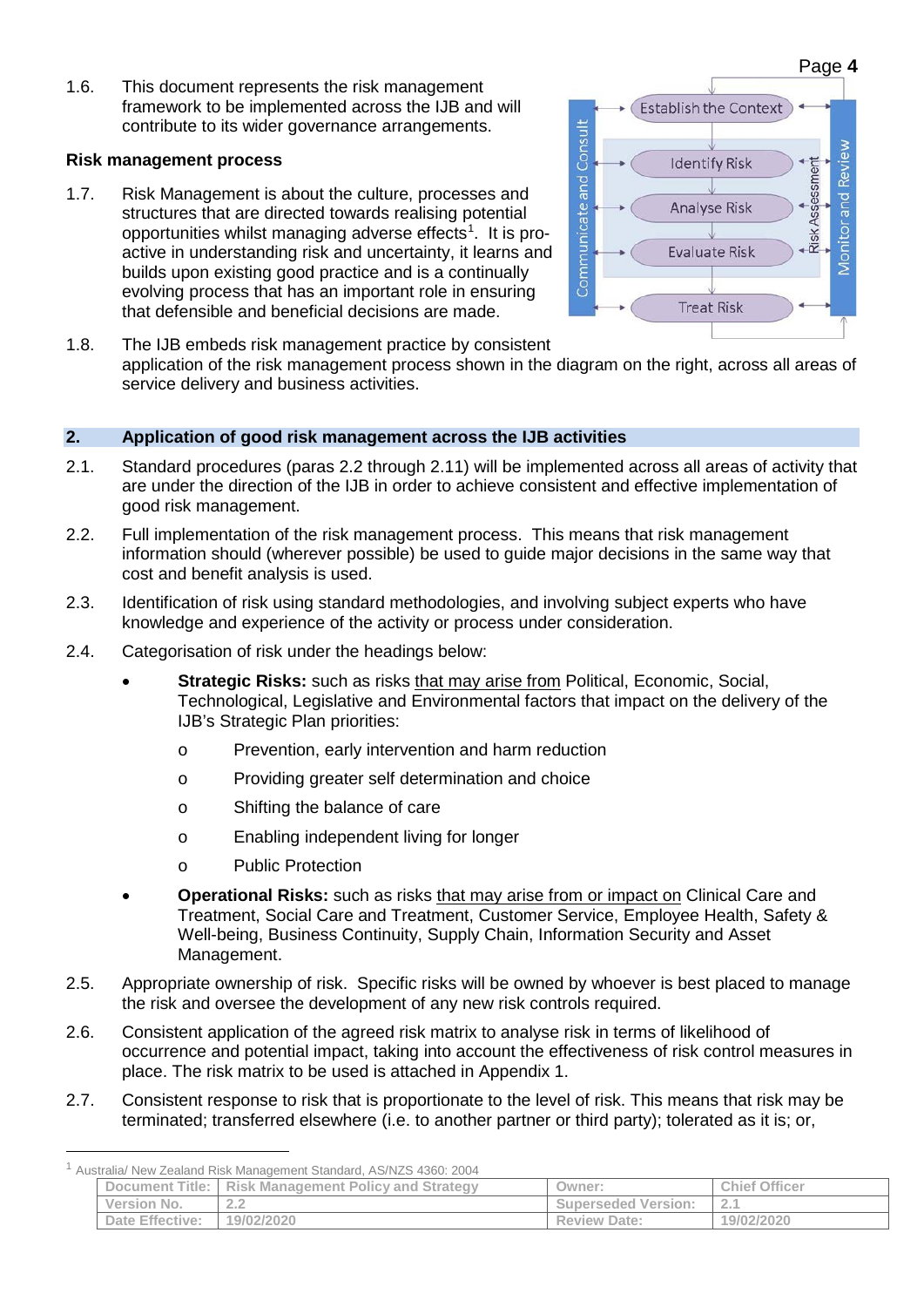1.6. This document represents the risk management framework to be implemented across the IJB and will contribute to its wider governance arrangements.

**Risk management process**

1.7. Risk Management is about the culture, processes and structures that are directed towards realising potential opportunities whilst managing adverse effects[1]. It is pro-active in understanding risk and uncertainty, it learns and builds upon existing good practice and is a continually evolving process that has an important role in ensuring that defensible and beneficial decisions are made.

Establish the Context → Identify Risk → Analyse Risk → Evaluate Risk → Treat Risk (Communicate and Consult; Risk Assessment; Monitor and Review)

1.8. The IJB embeds risk management practice by consistent application of the risk management process shown in the diagram on the right, across all areas of service delivery and business activities.

## 2. Application of good risk management across the IJB activities

2.1. Standard procedures (paras 2.2 through 2.11) will be implemented across all areas of activity that are under the direction of the IJB in order to achieve consistent and effective implementation of good risk management.

2.2. Full implementation of the risk management process. This means that risk management information should (wherever possible) be used to guide major decisions in the same way that cost and benefit analysis is used.

2.3. Identification of risk using standard methodologies, and involving subject experts who have knowledge and experience of the activity or process under consideration.

2.4. Categorisation of risk under the headings below:

- **Strategic Risks:** such as risks that may arise from Political, Economic, Social, Technological, Legislative and Environmental factors that impact on the delivery of the IJB's Strategic Plan priorities:
  - Prevention, early intervention and harm reduction
  - Providing greater self determination and choice
  - Shifting the balance of care
  - Enabling independent living for longer
  - Public Protection
- **Operational Risks:** such as risks that may arise from or impact on Clinical Care and Treatment, Social Care and Treatment, Customer Service, Employee Health, Safety & Well-being, Business Continuity, Supply Chain, Information Security and Asset Management.

2.5. Appropriate ownership of risk. Specific risks will be owned by whoever is best placed to manage the risk and oversee the development of any new risk controls required.

2.6. Consistent application of the agreed risk matrix to analyse risk in terms of likelihood of occurrence and potential impact, taking into account the effectiveness of risk control measures in place. The risk matrix to be used is attached in Appendix 1.

2.7. Consistent response to risk that is proportionate to the level of risk. This means that risk may be terminated; transferred elsewhere (i.e. to another partner or third party); tolerated as it is; or,

[1] Australia/ New Zealand Risk Management Standard, AS/NZS 4360: 2004

| Document Title: | Risk Management Policy and Strategy | Owner: | Chief Officer |
|---|---|---|---|
| Version No. | 2.2 | Superseded Version: | 2.1 |
| Date Effective: | 19/02/2020 | Review Date: | 19/02/2020 |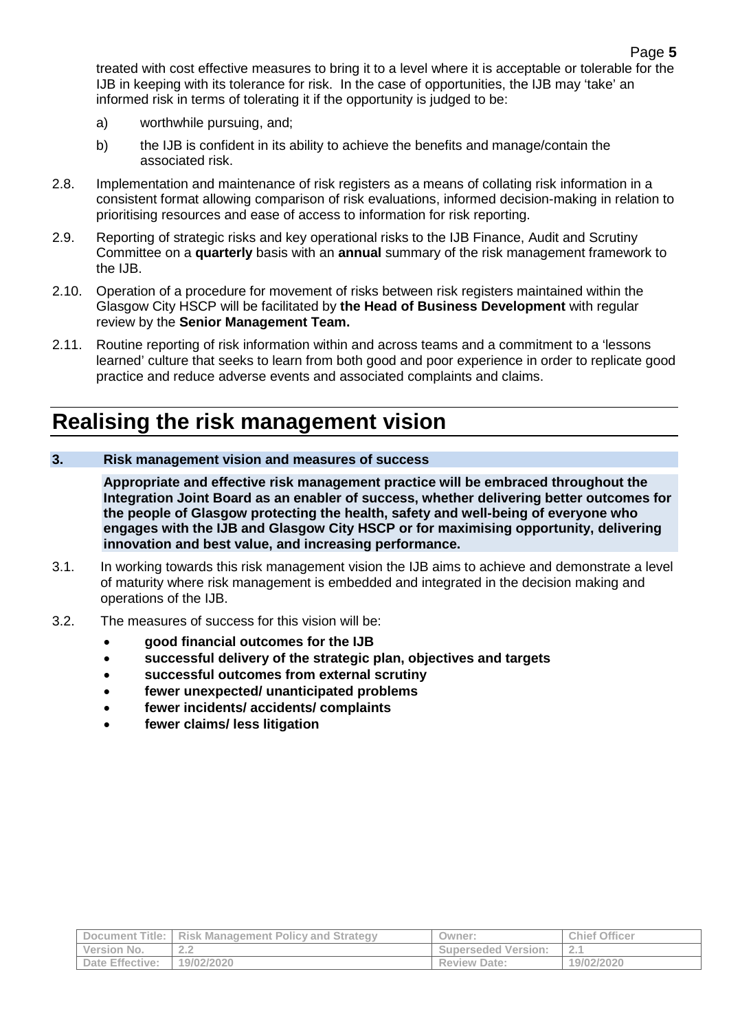treated with cost effective measures to bring it to a level where it is acceptable or tolerable for the IJB in keeping with its tolerance for risk. In the case of opportunities, the IJB may 'take' an informed risk in terms of tolerating it if the opportunity is judged to be:

a) worthwhile pursuing, and;

b) the IJB is confident in its ability to achieve the benefits and manage/contain the associated risk.

2.8. Implementation and maintenance of risk registers as a means of collating risk information in a consistent format allowing comparison of risk evaluations, informed decision-making in relation to prioritising resources and ease of access to information for risk reporting.

2.9. Reporting of strategic risks and key operational risks to the IJB Finance, Audit and Scrutiny Committee on a **quarterly** basis with an **annual** summary of the risk management framework to the IJB.

2.10. Operation of a procedure for movement of risks between risk registers maintained within the Glasgow City HSCP will be facilitated by **the Head of Business Development** with regular review by the **Senior Management Team.**

2.11. Routine reporting of risk information within and across teams and a commitment to a 'lessons learned' culture that seeks to learn from both good and poor experience in order to replicate good practice and reduce adverse events and associated complaints and claims.

# Realising the risk management vision

### 3. Risk management vision and measures of success

**Appropriate and effective risk management practice will be embraced throughout the Integration Joint Board as an enabler of success, whether delivering better outcomes for the people of Glasgow protecting the health, safety and well-being of everyone who engages with the IJB and Glasgow City HSCP or for maximising opportunity, delivering innovation and best value, and increasing performance.**

3.1. In working towards this risk management vision the IJB aims to achieve and demonstrate a level of maturity where risk management is embedded and integrated in the decision making and operations of the IJB.

3.2. The measures of success for this vision will be:

- **good financial outcomes for the IJB**
- **successful delivery of the strategic plan, objectives and targets**
- **successful outcomes from external scrutiny**
- **fewer unexpected/ unanticipated problems**
- **fewer incidents/ accidents/ complaints**
- **fewer claims/ less litigation**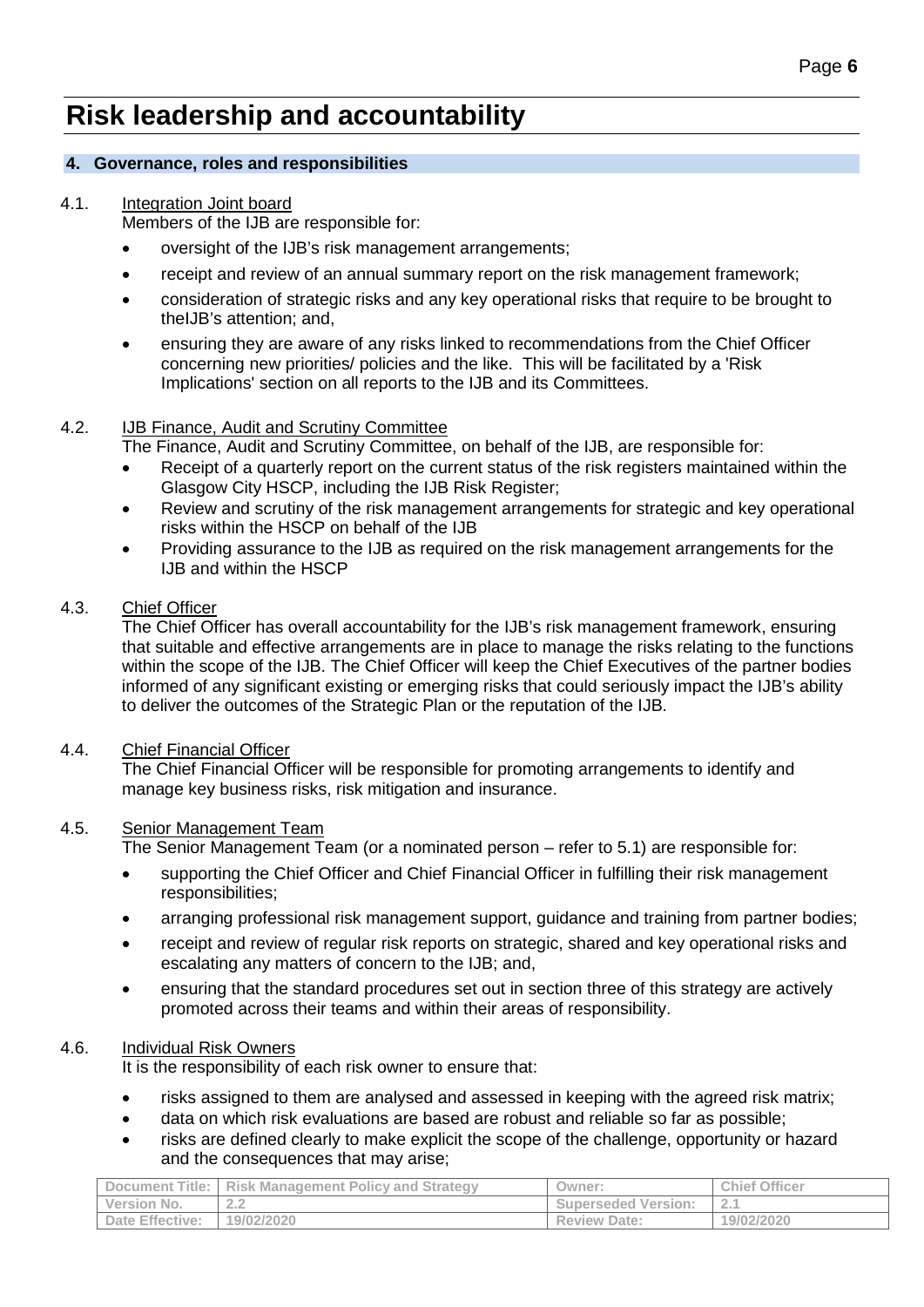# Risk leadership and accountability

## 4. Governance, roles and responsibilities

### 4.1. Integration Joint board

Members of the IJB are responsible for:

- oversight of the IJB's risk management arrangements;
- receipt and review of an annual summary report on the risk management framework;
- consideration of strategic risks and any key operational risks that require to be brought to theIJB's attention; and,
- ensuring they are aware of any risks linked to recommendations from the Chief Officer concerning new priorities/ policies and the like. This will be facilitated by a 'Risk Implications' section on all reports to the IJB and its Committees.

### 4.2. IJB Finance, Audit and Scrutiny Committee

The Finance, Audit and Scrutiny Committee, on behalf of the IJB, are responsible for:

- Receipt of a quarterly report on the current status of the risk registers maintained within the Glasgow City HSCP, including the IJB Risk Register;
- Review and scrutiny of the risk management arrangements for strategic and key operational risks within the HSCP on behalf of the IJB
- Providing assurance to the IJB as required on the risk management arrangements for the IJB and within the HSCP

### 4.3. Chief Officer

The Chief Officer has overall accountability for the IJB's risk management framework, ensuring that suitable and effective arrangements are in place to manage the risks relating to the functions within the scope of the IJB. The Chief Officer will keep the Chief Executives of the partner bodies informed of any significant existing or emerging risks that could seriously impact the IJB's ability to deliver the outcomes of the Strategic Plan or the reputation of the IJB.

### 4.4. Chief Financial Officer

The Chief Financial Officer will be responsible for promoting arrangements to identify and manage key business risks, risk mitigation and insurance.

### 4.5. Senior Management Team

The Senior Management Team (or a nominated person – refer to 5.1) are responsible for:

- supporting the Chief Officer and Chief Financial Officer in fulfilling their risk management responsibilities;
- arranging professional risk management support, guidance and training from partner bodies;
- receipt and review of regular risk reports on strategic, shared and key operational risks and escalating any matters of concern to the IJB; and,
- ensuring that the standard procedures set out in section three of this strategy are actively promoted across their teams and within their areas of responsibility.

### 4.6. Individual Risk Owners

It is the responsibility of each risk owner to ensure that:

- risks assigned to them are analysed and assessed in keeping with the agreed risk matrix;
- data on which risk evaluations are based are robust and reliable so far as possible;
- risks are defined clearly to make explicit the scope of the challenge, opportunity or hazard and the consequences that may arise;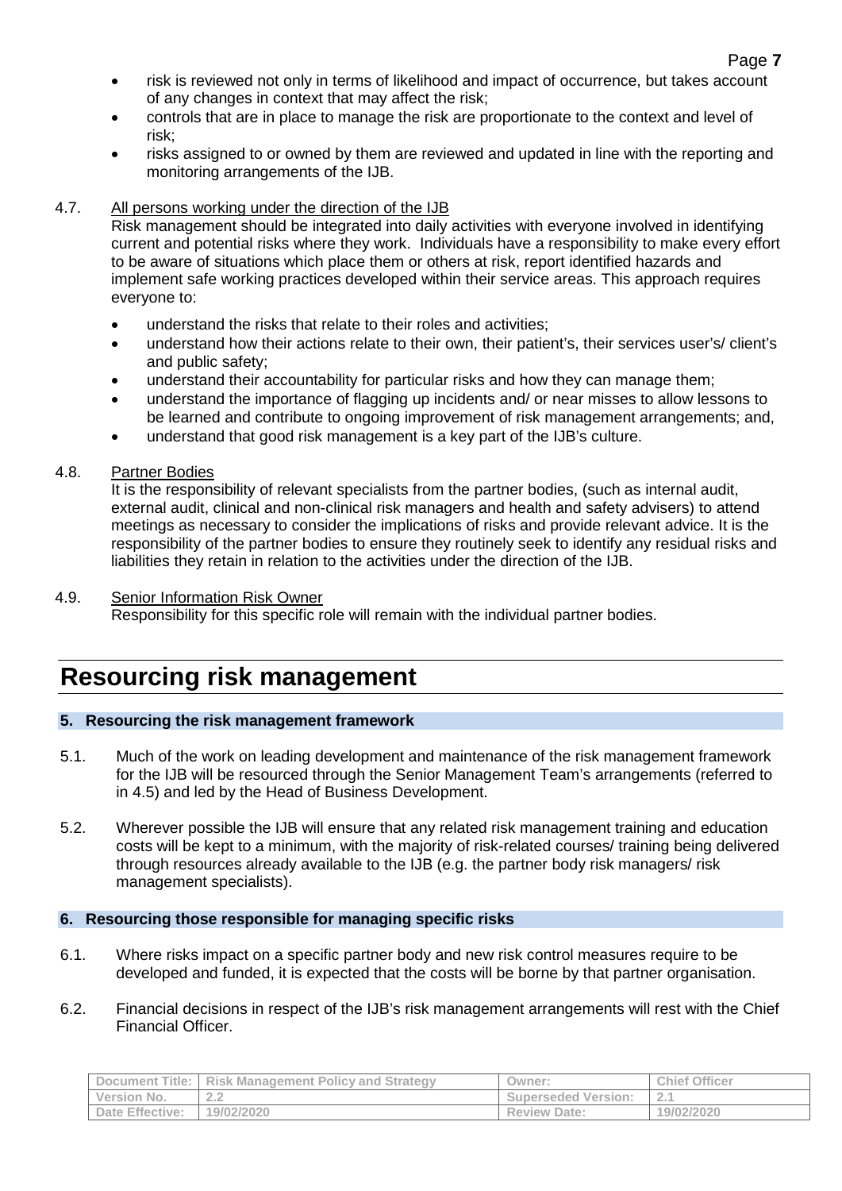- risk is reviewed not only in terms of likelihood and impact of occurrence, but takes account of any changes in context that may affect the risk;
- controls that are in place to manage the risk are proportionate to the context and level of risk;
- risks assigned to or owned by them are reviewed and updated in line with the reporting and monitoring arrangements of the IJB.

4.7. All persons working under the direction of the IJB

Risk management should be integrated into daily activities with everyone involved in identifying current and potential risks where they work. Individuals have a responsibility to make every effort to be aware of situations which place them or others at risk, report identified hazards and implement safe working practices developed within their service areas. This approach requires everyone to:

- understand the risks that relate to their roles and activities;
- understand how their actions relate to their own, their patient's, their services user's/ client's and public safety;
- understand their accountability for particular risks and how they can manage them;
- understand the importance of flagging up incidents and/ or near misses to allow lessons to be learned and contribute to ongoing improvement of risk management arrangements; and,
- understand that good risk management is a key part of the IJB's culture.

4.8. Partner Bodies

It is the responsibility of relevant specialists from the partner bodies, (such as internal audit, external audit, clinical and non-clinical risk managers and health and safety advisers) to attend meetings as necessary to consider the implications of risks and provide relevant advice. It is the responsibility of the partner bodies to ensure they routinely seek to identify any residual risks and liabilities they retain in relation to the activities under the direction of the IJB.

4.9. Senior Information Risk Owner

Responsibility for this specific role will remain with the individual partner bodies.

# Resourcing risk management

## 5. Resourcing the risk management framework

5.1. Much of the work on leading development and maintenance of the risk management framework for the IJB will be resourced through the Senior Management Team's arrangements (referred to in 4.5) and led by the Head of Business Development.

5.2. Wherever possible the IJB will ensure that any related risk management training and education costs will be kept to a minimum, with the majority of risk-related courses/ training being delivered through resources already available to the IJB (e.g. the partner body risk managers/ risk management specialists).

## 6. Resourcing those responsible for managing specific risks

6.1. Where risks impact on a specific partner body and new risk control measures require to be developed and funded, it is expected that the costs will be borne by that partner organisation.

6.2. Financial decisions in respect of the IJB's risk management arrangements will rest with the Chief Financial Officer.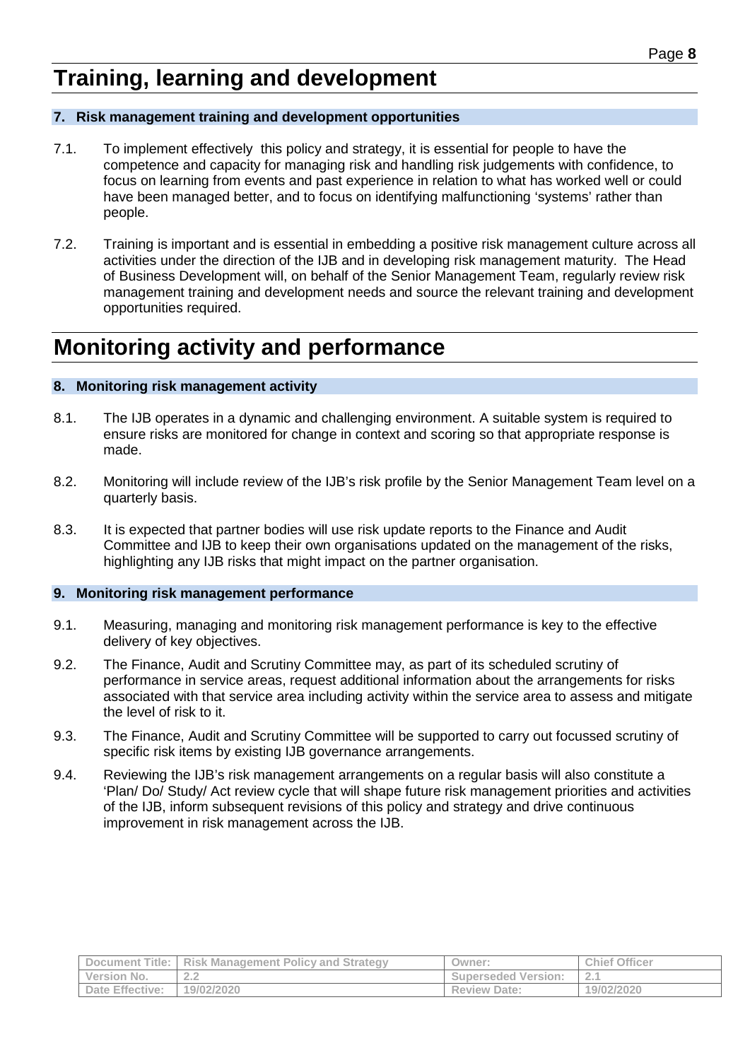# Training, learning and development

## 7. Risk management training and development opportunities

7.1. To implement effectively this policy and strategy, it is essential for people to have the competence and capacity for managing risk and handling risk judgements with confidence, to focus on learning from events and past experience in relation to what has worked well or could have been managed better, and to focus on identifying malfunctioning 'systems' rather than people.

7.2. Training is important and is essential in embedding a positive risk management culture across all activities under the direction of the IJB and in developing risk management maturity. The Head of Business Development will, on behalf of the Senior Management Team, regularly review risk management training and development needs and source the relevant training and development opportunities required.

# Monitoring activity and performance

## 8. Monitoring risk management activity

8.1. The IJB operates in a dynamic and challenging environment. A suitable system is required to ensure risks are monitored for change in context and scoring so that appropriate response is made.

8.2. Monitoring will include review of the IJB's risk profile by the Senior Management Team level on a quarterly basis.

8.3. It is expected that partner bodies will use risk update reports to the Finance and Audit Committee and IJB to keep their own organisations updated on the management of the risks, highlighting any IJB risks that might impact on the partner organisation.

## 9. Monitoring risk management performance

9.1. Measuring, managing and monitoring risk management performance is key to the effective delivery of key objectives.

9.2. The Finance, Audit and Scrutiny Committee may, as part of its scheduled scrutiny of performance in service areas, request additional information about the arrangements for risks associated with that service area including activity within the service area to assess and mitigate the level of risk to it.

9.3. The Finance, Audit and Scrutiny Committee will be supported to carry out focussed scrutiny of specific risk items by existing IJB governance arrangements.

9.4. Reviewing the IJB's risk management arrangements on a regular basis will also constitute a 'Plan/ Do/ Study/ Act review cycle that will shape future risk management priorities and activities of the IJB, inform subsequent revisions of this policy and strategy and drive continuous improvement in risk management across the IJB.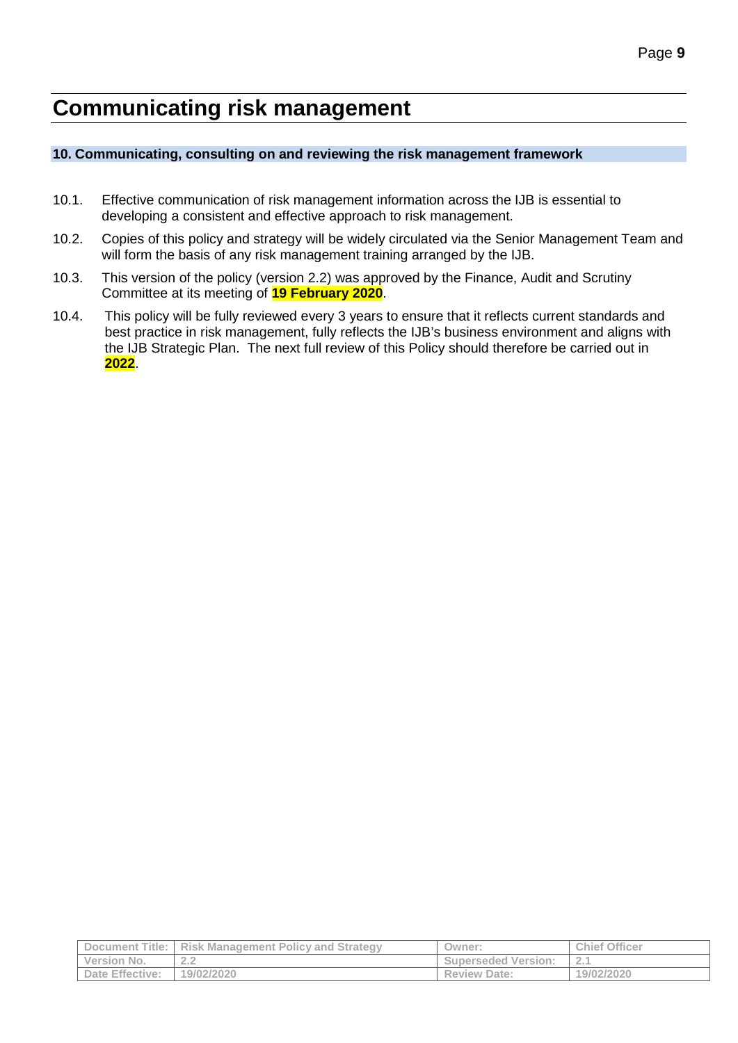# Communicating risk management

## 10. Communicating, consulting on and reviewing the risk management framework

10.1. Effective communication of risk management information across the IJB is essential to developing a consistent and effective approach to risk management.

10.2. Copies of this policy and strategy will be widely circulated via the Senior Management Team and will form the basis of any risk management training arranged by the IJB.

10.3. This version of the policy (version 2.2) was approved by the Finance, Audit and Scrutiny Committee at its meeting of **19 February 2020**.

10.4. This policy will be fully reviewed every 3 years to ensure that it reflects current standards and best practice in risk management, fully reflects the IJB's business environment and aligns with the IJB Strategic Plan. The next full review of this Policy should therefore be carried out in **2022**.

| Document Title: | Risk Management Policy and Strategy | Owner: | Chief Officer |
|---|---|---|---|
| Version No. | 2.2 | Superseded Version: | 2.1 |
| Date Effective: | 19/02/2020 | Review Date: | 19/02/2020 |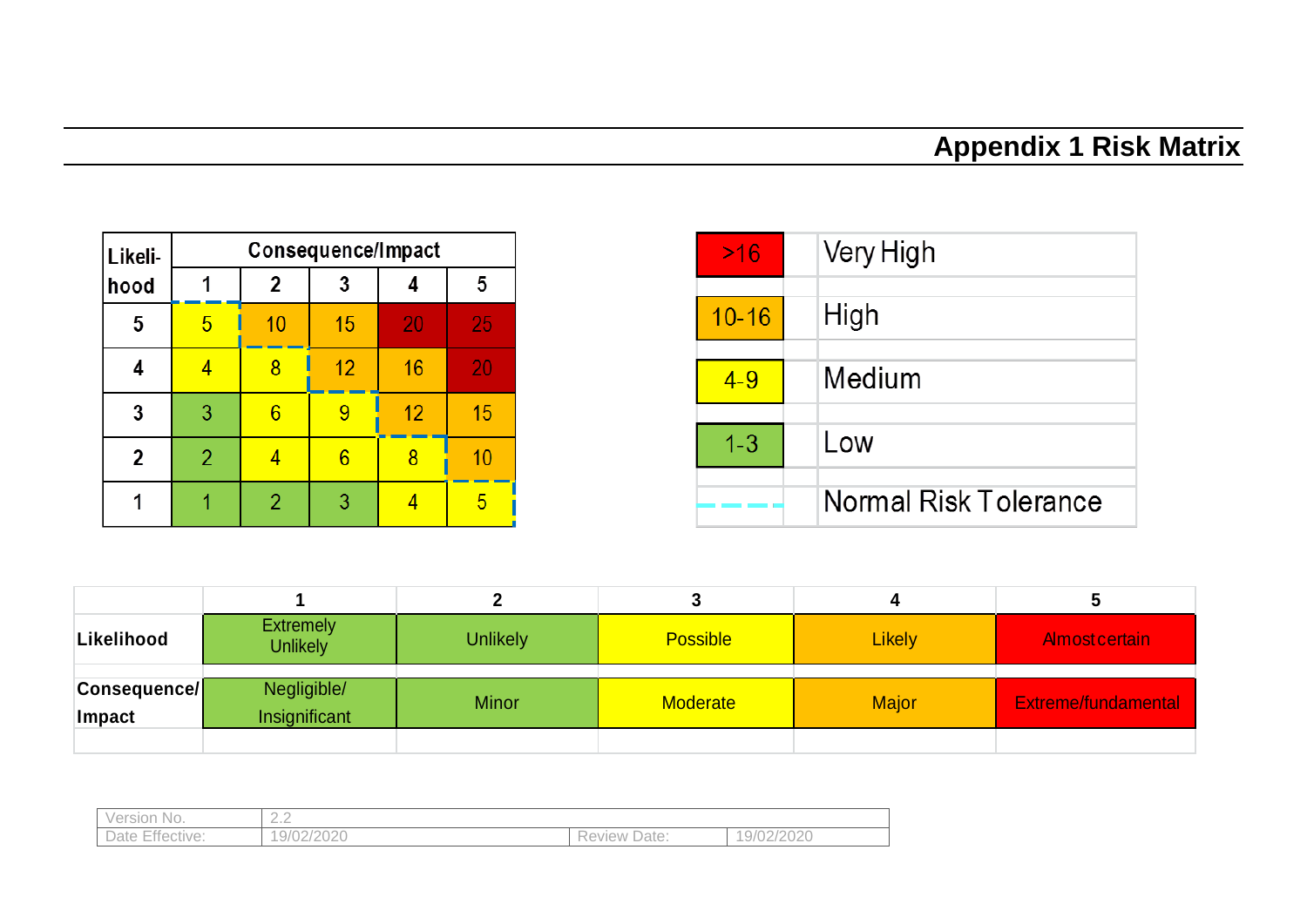# Appendix 1 Risk Matrix

| Likelihood | Consequence/Impact | | | | |
|---|---|---|---|---|---|
| | 1 | 2 | 3 | 4 | 5 |
| 5 | 5 | 10 | 15 | 20 | 25 |
| 4 | 4 | 8 | 12 | 16 | 20 |
| 3 | 3 | 6 | 9 | 12 | 15 |
| 2 | 2 | 4 | 6 | 8 | 10 |
| 1 | 1 | 2 | 3 | 4 | 5 |

| | |
|---|---|
| >16 | Very High |
| 10-16 | High |
| 4-9 | Medium |
| 1-3 | Low |
| - - - | Normal Risk Tolerance |

| | 1 | 2 | 3 | 4 | 5 |
|---|---|---|---|---|---|
| Likelihood | Extremely Unlikely | Unlikely | Possible | Likely | Almost certain |
| Consequence/ Impact | Negligible/ Insignificant | Minor | Moderate | Major | Extreme/fundamental |

| | | | |
|---|---|---|---|
| Version No. | 2.2 | | |
| Date Effective: | 19/02/2020 | Review Date: | 19/02/2020 |